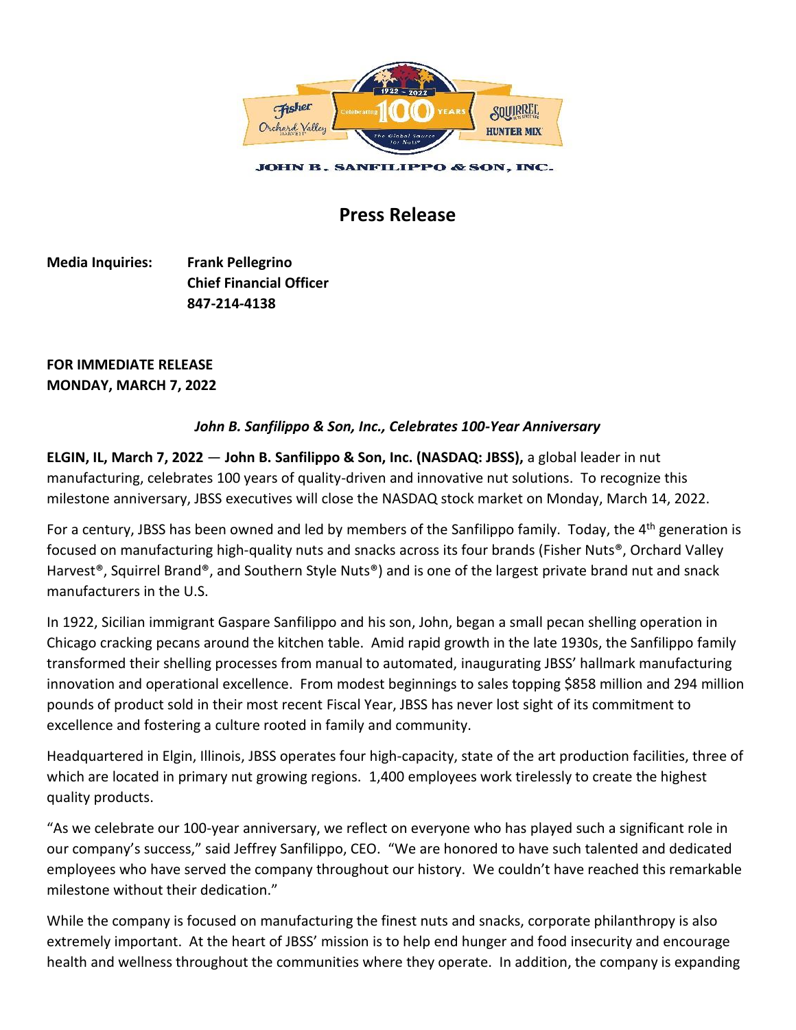JOHN B. SANFILIPPO & SON, INC.

# Press Release

**Media Inquiries:** **Frank Pellegrino**
**Chief Financial Officer**
**847-214-4138**

**FOR IMMEDIATE RELEASE**
**MONDAY, MARCH 7, 2022**

***John B. Sanfilippo & Son, Inc., Celebrates 100-Year Anniversary***

**ELGIN, IL, March 7, 2022** — **John B. Sanfilippo & Son, Inc. (NASDAQ: JBSS),** a global leader in nut manufacturing, celebrates 100 years of quality-driven and innovative nut solutions. To recognize this milestone anniversary, JBSS executives will close the NASDAQ stock market on Monday, March 14, 2022.

For a century, JBSS has been owned and led by members of the Sanfilippo family. Today, the 4th generation is focused on manufacturing high-quality nuts and snacks across its four brands (Fisher Nuts®, Orchard Valley Harvest®, Squirrel Brand®, and Southern Style Nuts®) and is one of the largest private brand nut and snack manufacturers in the U.S.

In 1922, Sicilian immigrant Gaspare Sanfilippo and his son, John, began a small pecan shelling operation in Chicago cracking pecans around the kitchen table. Amid rapid growth in the late 1930s, the Sanfilippo family transformed their shelling processes from manual to automated, inaugurating JBSS' hallmark manufacturing innovation and operational excellence. From modest beginnings to sales topping $858 million and 294 million pounds of product sold in their most recent Fiscal Year, JBSS has never lost sight of its commitment to excellence and fostering a culture rooted in family and community.

Headquartered in Elgin, Illinois, JBSS operates four high-capacity, state of the art production facilities, three of which are located in primary nut growing regions. 1,400 employees work tirelessly to create the highest quality products.

"As we celebrate our 100-year anniversary, we reflect on everyone who has played such a significant role in our company's success," said Jeffrey Sanfilippo, CEO. "We are honored to have such talented and dedicated employees who have served the company throughout our history. We couldn't have reached this remarkable milestone without their dedication."

While the company is focused on manufacturing the finest nuts and snacks, corporate philanthropy is also extremely important. At the heart of JBSS' mission is to help end hunger and food insecurity and encourage health and wellness throughout the communities where they operate. In addition, the company is expanding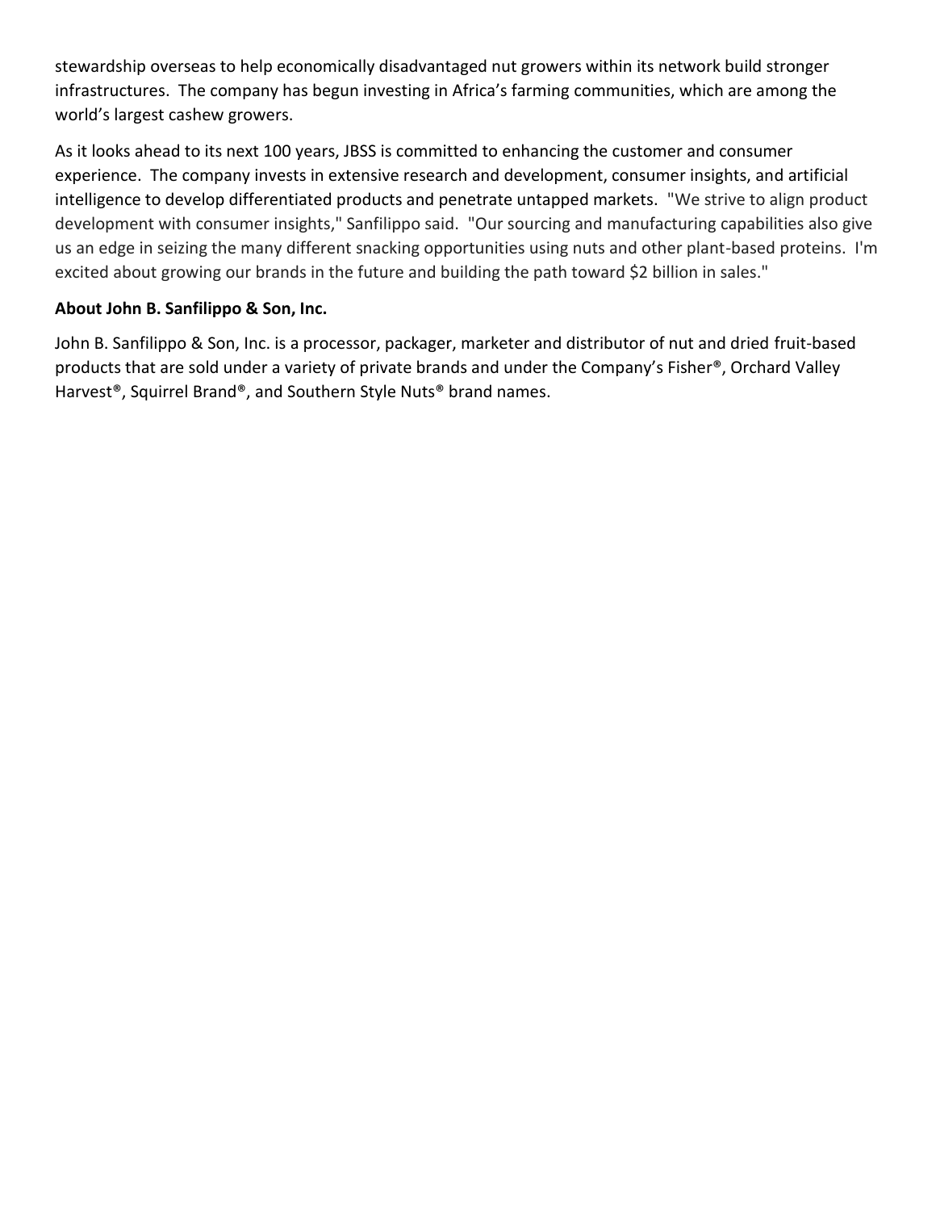stewardship overseas to help economically disadvantaged nut growers within its network build stronger infrastructures. The company has begun investing in Africa's farming communities, which are among the world's largest cashew growers.

As it looks ahead to its next 100 years, JBSS is committed to enhancing the customer and consumer experience. The company invests in extensive research and development, consumer insights, and artificial intelligence to develop differentiated products and penetrate untapped markets. "We strive to align product development with consumer insights," Sanfilippo said. "Our sourcing and manufacturing capabilities also give us an edge in seizing the many different snacking opportunities using nuts and other plant-based proteins. I'm excited about growing our brands in the future and building the path toward $2 billion in sales."

**About John B. Sanfilippo & Son, Inc.**

John B. Sanfilippo & Son, Inc. is a processor, packager, marketer and distributor of nut and dried fruit-based products that are sold under a variety of private brands and under the Company's Fisher®, Orchard Valley Harvest®, Squirrel Brand®, and Southern Style Nuts® brand names.